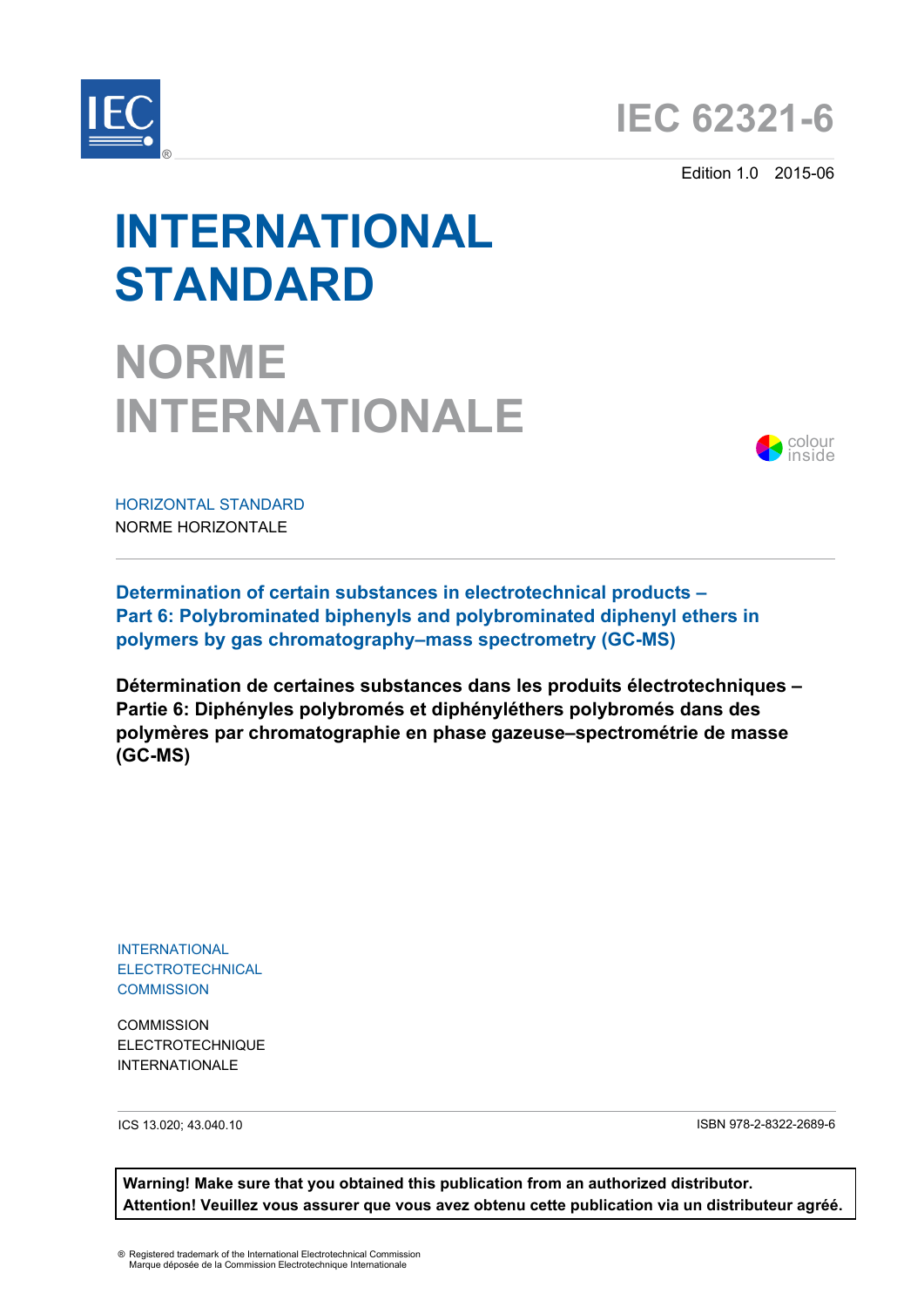# IEC 62321-6

Edition 1.0 2015-06

# INTERNATIONAL STANDARD

# NORME INTERNATIONALE

colour inside

HORIZONTAL STANDARD

NORME HORIZONTALE

**Determination of certain substances in electrotechnical products –**
**Part 6: Polybrominated biphenyls and polybrominated diphenyl ethers in polymers by gas chromatography–mass spectrometry (GC-MS)**

**Détermination de certaines substances dans les produits électrotechniques –**
**Partie 6: Diphényles polybromés et diphényléthers polybromés dans des polymères par chromatographie en phase gazeuse–spectrométrie de masse (GC-MS)**

INTERNATIONAL ELECTROTECHNICAL COMMISSION

COMMISSION ELECTROTECHNIQUE INTERNATIONALE

ICS 13.020; 43.040.10

ISBN 978-2-8322-2689-6

**Warning! Make sure that you obtained this publication from an authorized distributor.**
**Attention! Veuillez vous assurer que vous avez obtenu cette publication via un distributeur agréé.**

® Registered trademark of the International Electrotechnical Commission
Marque déposée de la Commission Electrotechnique Internationale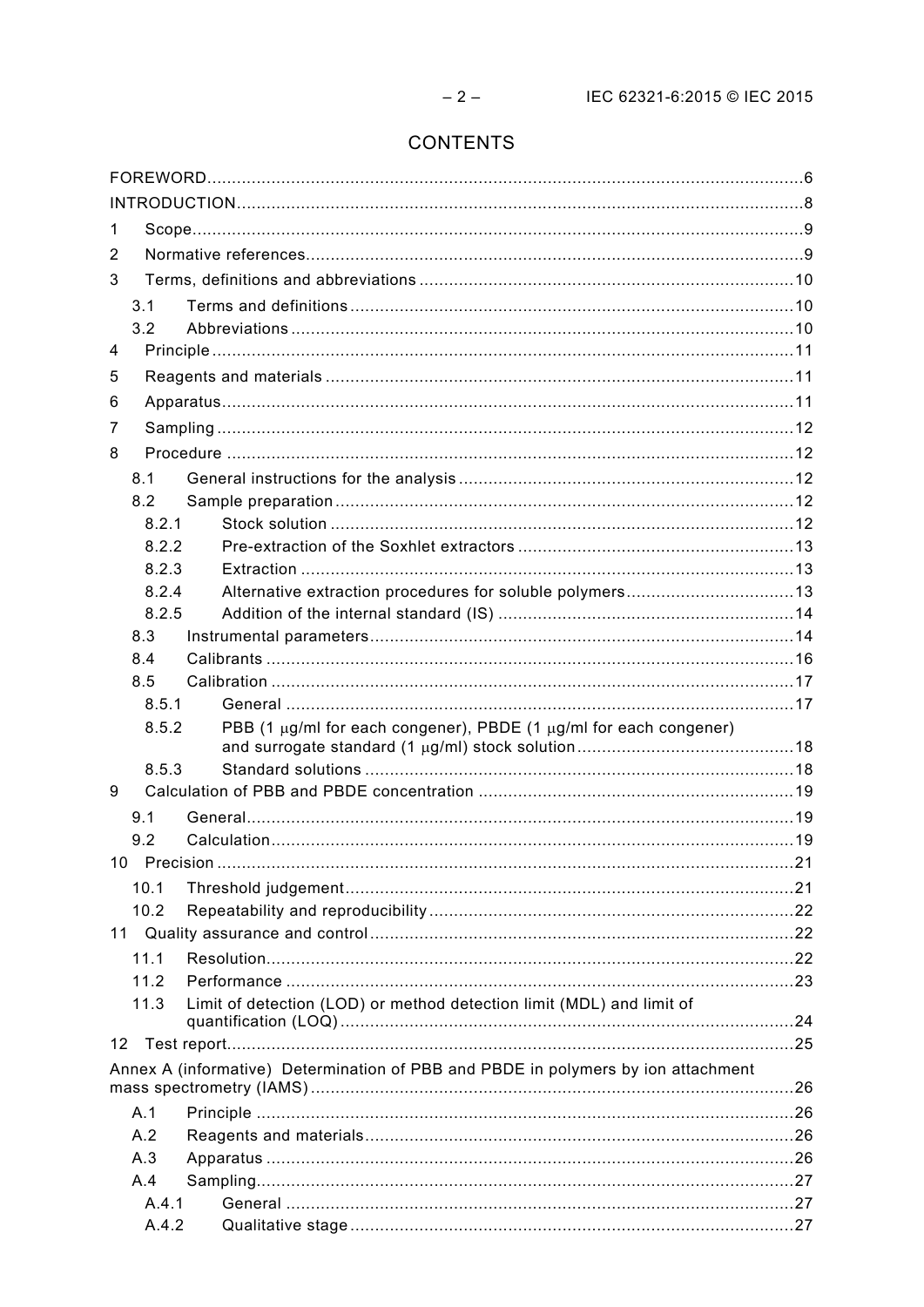# CONTENTS

FOREWORD ... 6
INTRODUCTION ... 8
1 Scope ... 9
2 Normative references ... 9
3 Terms, definitions and abbreviations ... 10
  3.1 Terms and definitions ... 10
  3.2 Abbreviations ... 10
4 Principle ... 11
5 Reagents and materials ... 11
6 Apparatus ... 11
7 Sampling ... 12
8 Procedure ... 12
  8.1 General instructions for the analysis ... 12
  8.2 Sample preparation ... 12
    8.2.1 Stock solution ... 12
    8.2.2 Pre-extraction of the Soxhlet extractors ... 13
    8.2.3 Extraction ... 13
    8.2.4 Alternative extraction procedures for soluble polymers ... 13
    8.2.5 Addition of the internal standard (IS) ... 14
  8.3 Instrumental parameters ... 14
  8.4 Calibrants ... 16
  8.5 Calibration ... 17
    8.5.1 General ... 17
    8.5.2 PBB (1 μg/ml for each congener), PBDE (1 μg/ml for each congener) and surrogate standard (1 μg/ml) stock solution ... 18
    8.5.3 Standard solutions ... 18
9 Calculation of PBB and PBDE concentration ... 19
  9.1 General ... 19
  9.2 Calculation ... 19
10 Precision ... 21
  10.1 Threshold judgement ... 21
  10.2 Repeatability and reproducibility ... 22
11 Quality assurance and control ... 22
  11.1 Resolution ... 22
  11.2 Performance ... 23
  11.3 Limit of detection (LOD) or method detection limit (MDL) and limit of quantification (LOQ) ... 24
12 Test report ... 25
Annex A (informative) Determination of PBB and PBDE in polymers by ion attachment mass spectrometry (IAMS) ... 26
  A.1 Principle ... 26
  A.2 Reagents and materials ... 26
  A.3 Apparatus ... 26
  A.4 Sampling ... 27
    A.4.1 General ... 27
    A.4.2 Qualitative stage ... 27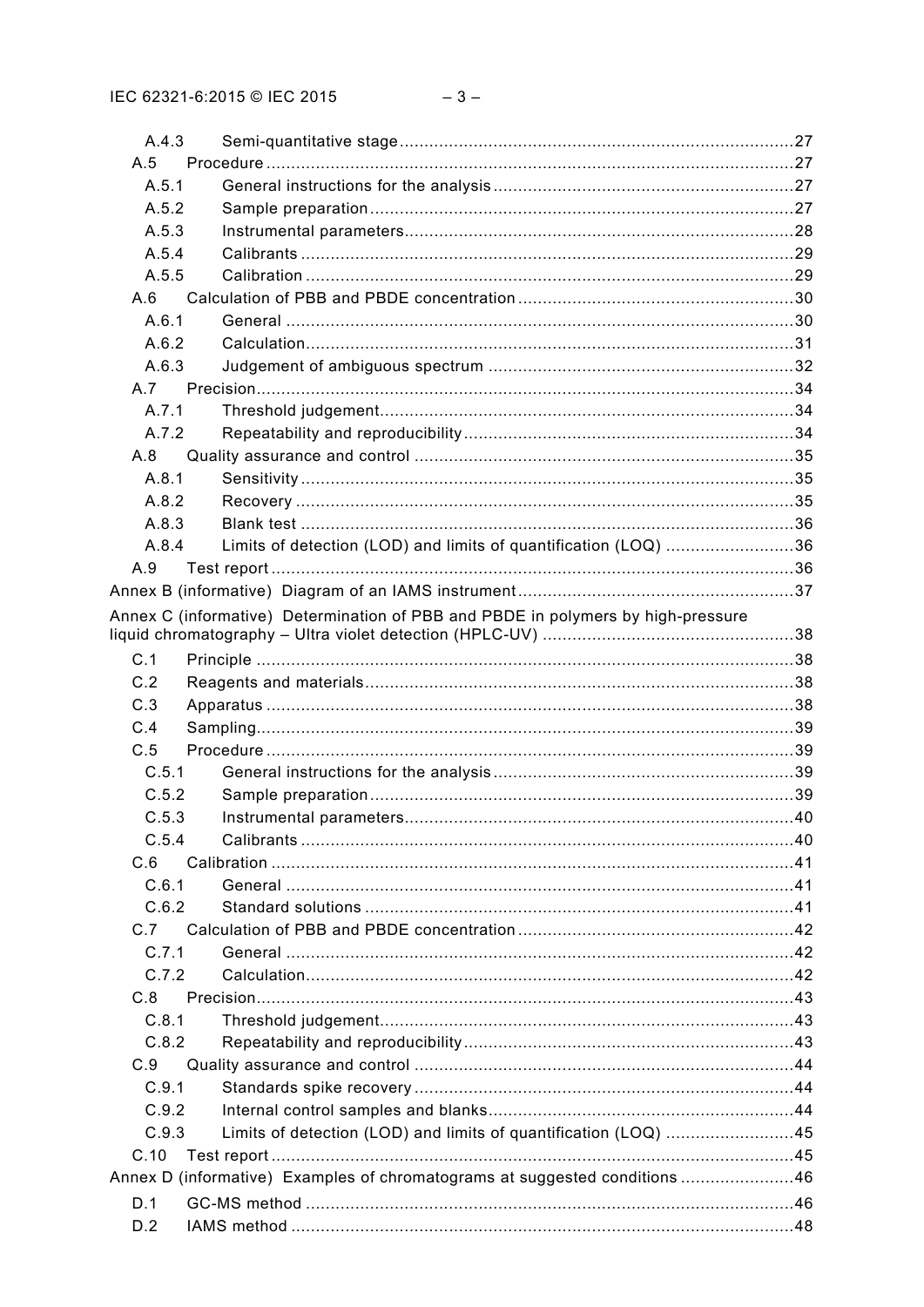A.4.3 Semi-quantitative stage ....................................................................................27

A.5 Procedure ..................................................................................................................27

A.5.1 General instructions for the analysis .........................................................................27

A.5.2 Sample preparation ....................................................................................................27

A.5.3 Instrumental parameters ............................................................................................28

A.5.4 Calibrants ..................................................................................................................29

A.5.5 Calibration .................................................................................................................29

A.6 Calculation of PBB and PBDE concentration .............................................................30

A.6.1 General .....................................................................................................................30

A.6.2 Calculation .................................................................................................................31

A.6.3 Judgement of ambiguous spectrum ...........................................................................32

A.7 Precision ....................................................................................................................34

A.7.1 Threshold judgement ..................................................................................................34

A.7.2 Repeatability and reproducibility ................................................................................34

A.8 Quality assurance and control ....................................................................................35

A.8.1 Sensitivity ...................................................................................................................35

A.8.2 Recovery ....................................................................................................................35

A.8.3 Blank test ...................................................................................................................36

A.8.4 Limits of detection (LOD) and limits of quantification (LOQ) .......................................36

A.9 Test report ..................................................................................................................36

Annex B (informative) Diagram of an IAMS instrument ....................................................37

Annex C (informative) Determination of PBB and PBDE in polymers by high-pressure liquid chromatography – Ultra violet detection (HPLC-UV) ...................................................38

C.1 Principle .....................................................................................................................38

C.2 Reagents and materials ..............................................................................................38

C.3 Apparatus ...................................................................................................................38

C.4 Sampling .....................................................................................................................39

C.5 Procedure ...................................................................................................................39

C.5.1 General instructions for the analysis ..........................................................................39

C.5.2 Sample preparation ....................................................................................................39

C.5.3 Instrumental parameters ............................................................................................40

C.5.4 Calibrants ..................................................................................................................40

C.6 Calibration ..................................................................................................................41

C.6.1 General .....................................................................................................................41

C.6.2 Standard solutions .....................................................................................................41

C.7 Calculation of PBB and PBDE concentration .............................................................42

C.7.1 General .....................................................................................................................42

C.7.2 Calculation .................................................................................................................42

C.8 Precision ....................................................................................................................43

C.8.1 Threshold judgement ..................................................................................................43

C.8.2 Repeatability and reproducibility ................................................................................43

C.9 Quality assurance and control ....................................................................................44

C.9.1 Standards spike recovery ...........................................................................................44

C.9.2 Internal control samples and blanks ...........................................................................44

C.9.3 Limits of detection (LOD) and limits of quantification (LOQ) .......................................45

C.10 Test report ..................................................................................................................45

Annex D (informative) Examples of chromatograms at suggested conditions .....................46

D.1 GC-MS method ...........................................................................................................46

D.2 IAMS method ..............................................................................................................48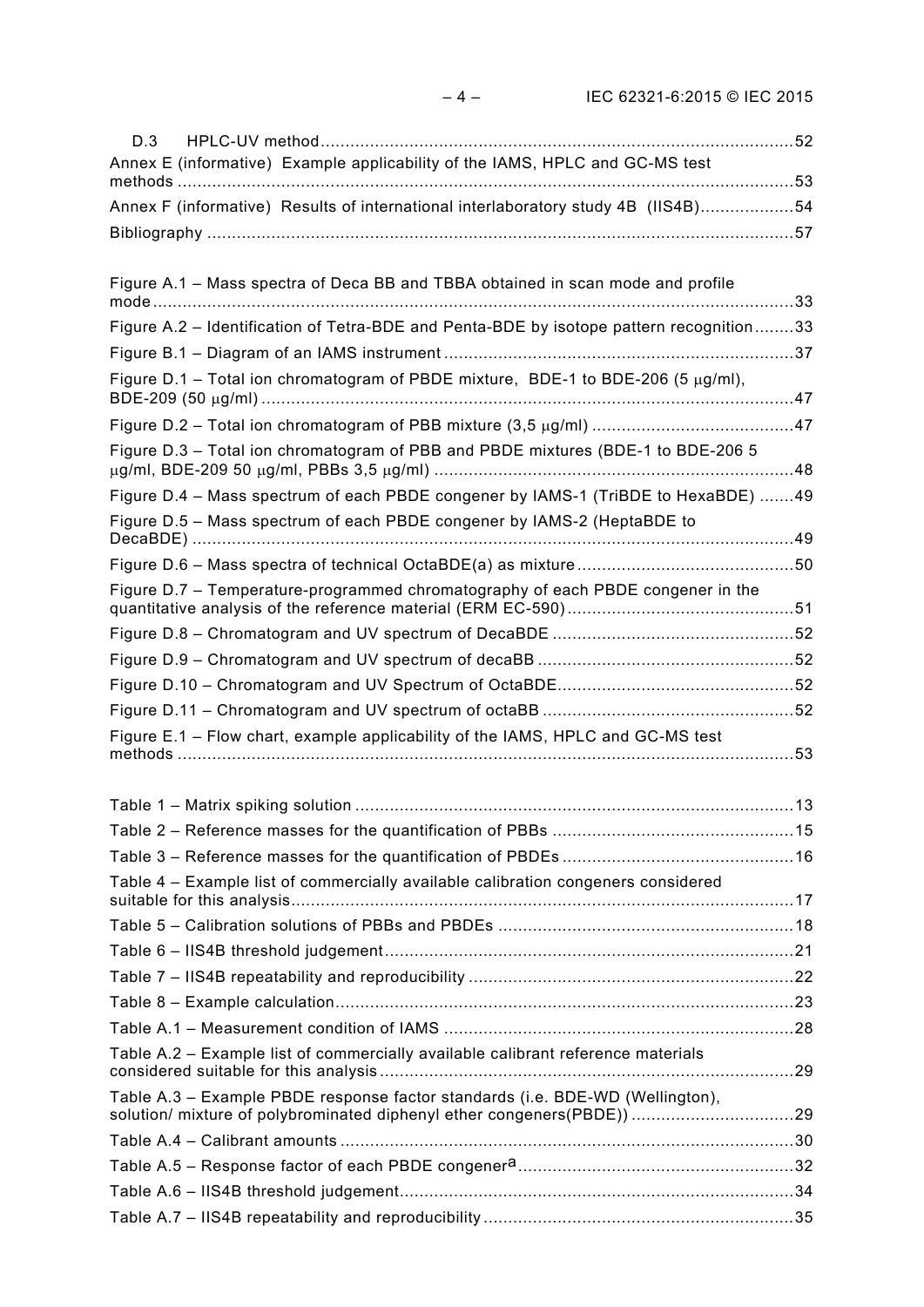D.3 HPLC-UV method ..................................................................................................52

Annex E (informative) Example applicability of the IAMS, HPLC and GC-MS test methods ....................................................................................................................53

Annex F (informative) Results of international interlaboratory study 4B (IIS4B)...................54

Bibliography ...........................................................................................................................57

Figure A.1 – Mass spectra of Deca BB and TBBA obtained in scan mode and profile mode .......................................................................................................................................33

Figure A.2 – Identification of Tetra-BDE and Penta-BDE by isotope pattern recognition........33

Figure B.1 – Diagram of an IAMS instrument .........................................................................37

Figure D.1 – Total ion chromatogram of PBDE mixture, BDE-1 to BDE-206 (5 μg/ml), BDE-209 (50 μg/ml) ...............................................................................................................47

Figure D.2 – Total ion chromatogram of PBB mixture (3,5 μg/ml) ..........................................47

Figure D.3 – Total ion chromatogram of PBB and PBDE mixtures (BDE-1 to BDE-206 5 μg/ml, BDE-209 50 μg/ml, PBBs 3,5 μg/ml) ..........................................................................48

Figure D.4 – Mass spectrum of each PBDE congener by IAMS-1 (TriBDE to HexaBDE) .......49

Figure D.5 – Mass spectrum of each PBDE congener by IAMS-2 (HeptaBDE to DecaBDE) ...............................................................................................................................49

Figure D.6 – Mass spectra of technical OctaBDE(a) as mixture ............................................50

Figure D.7 – Temperature-programmed chromatography of each PBDE congener in the quantitative analysis of the reference material (ERM EC-590)...............................................51

Figure D.8 – Chromatogram and UV spectrum of DecaBDE ..................................................52

Figure D.9 – Chromatogram and UV spectrum of decaBB .....................................................52

Figure D.10 – Chromatogram and UV Spectrum of OctaBDE.................................................52

Figure D.11 – Chromatogram and UV spectrum of octaBB ....................................................52

Figure E.1 – Flow chart, example applicability of the IAMS, HPLC and GC-MS test methods ..................................................................................................................................53

Table 1 – Matrix spiking solution ............................................................................................13

Table 2 – Reference masses for the quantification of PBBs ...................................................15

Table 3 – Reference masses for the quantification of PBDEs .................................................16

Table 4 – Example list of commercially available calibration congeners considered suitable for this analysis.........................................................................................................17

Table 5 – Calibration solutions of PBBs and PBDEs ..............................................................18

Table 6 – IIS4B threshold judgement......................................................................................21

Table 7 – IIS4B repeatability and reproducibility .....................................................................22

Table 8 – Example calculation................................................................................................23

Table A.1 – Measurement condition of IAMS ..........................................................................28

Table A.2 – Example list of commercially available calibrant reference materials considered suitable for this analysis .......................................................................................29

Table A.3 – Example PBDE response factor standards (i.e. BDE-WD (Wellington), solution/ mixture of polybrominated diphenyl ether congeners(PBDE)) ..................................29

Table A.4 – Calibrant amounts ...............................................................................................30

Table A.5 – Response factor of each PBDE congener[a] .........................................................32

Table A.6 – IIS4B threshold judgement...................................................................................34

Table A.7 – IIS4B repeatability and reproducibility .................................................................35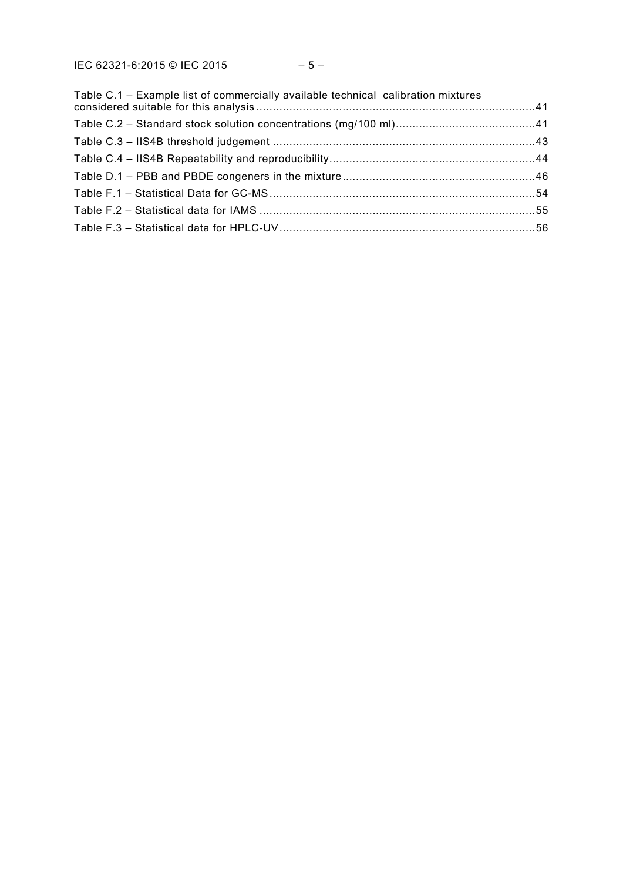Table C.1 – Example list of commercially available technical calibration mixtures considered suitable for this analysis....41
Table C.2 – Standard stock solution concentrations (mg/100 ml)....41
Table C.3 – IIS4B threshold judgement....43
Table C.4 – IIS4B Repeatability and reproducibility....44
Table D.1 – PBB and PBDE congeners in the mixture....46
Table F.1 – Statistical Data for GC-MS....54
Table F.2 – Statistical data for IAMS....55
Table F.3 – Statistical data for HPLC-UV....56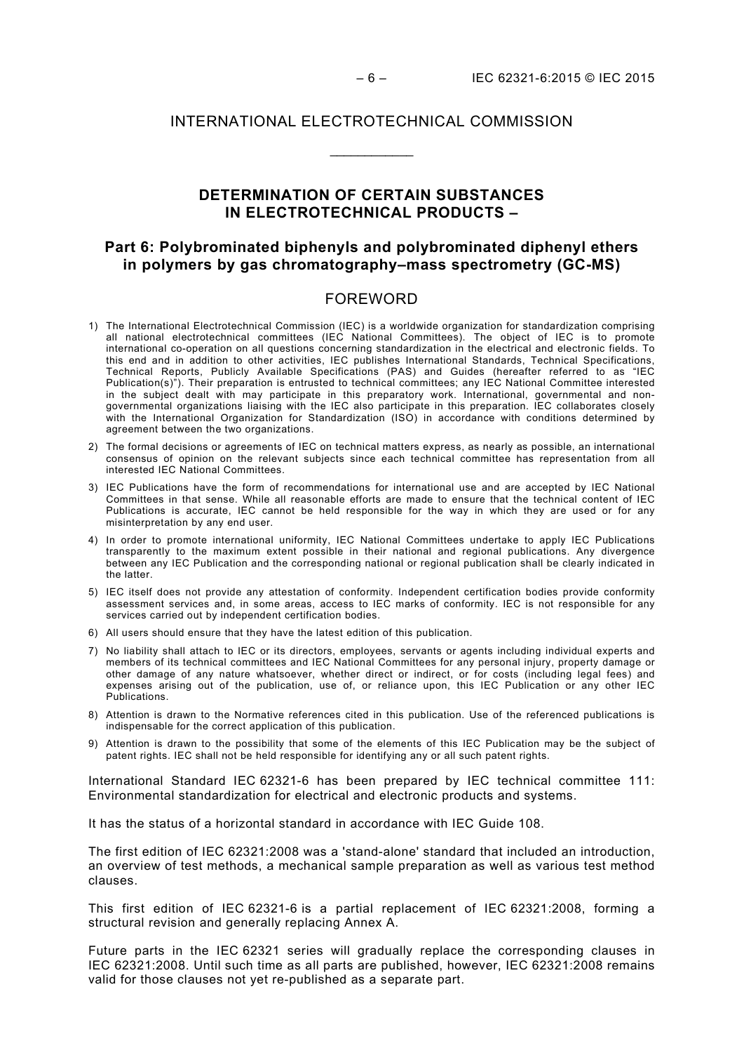# INTERNATIONAL ELECTROTECHNICAL COMMISSION

\_\_\_\_\_\_\_\_\_\_\_\_

## DETERMINATION OF CERTAIN SUBSTANCES IN ELECTROTECHNICAL PRODUCTS –

## Part 6: Polybrominated biphenyls and polybrominated diphenyl ethers in polymers by gas chromatography–mass spectrometry (GC-MS)

## FOREWORD

1) The International Electrotechnical Commission (IEC) is a worldwide organization for standardization comprising all national electrotechnical committees (IEC National Committees). The object of IEC is to promote international co-operation on all questions concerning standardization in the electrical and electronic fields. To this end and in addition to other activities, IEC publishes International Standards, Technical Specifications, Technical Reports, Publicly Available Specifications (PAS) and Guides (hereafter referred to as "IEC Publication(s)"). Their preparation is entrusted to technical committees; any IEC National Committee interested in the subject dealt with may participate in this preparatory work. International, governmental and non-governmental organizations liaising with the IEC also participate in this preparation. IEC collaborates closely with the International Organization for Standardization (ISO) in accordance with conditions determined by agreement between the two organizations.
2) The formal decisions or agreements of IEC on technical matters express, as nearly as possible, an international consensus of opinion on the relevant subjects since each technical committee has representation from all interested IEC National Committees.
3) IEC Publications have the form of recommendations for international use and are accepted by IEC National Committees in that sense. While all reasonable efforts are made to ensure that the technical content of IEC Publications is accurate, IEC cannot be held responsible for the way in which they are used or for any misinterpretation by any end user.
4) In order to promote international uniformity, IEC National Committees undertake to apply IEC Publications transparently to the maximum extent possible in their national and regional publications. Any divergence between any IEC Publication and the corresponding national or regional publication shall be clearly indicated in the latter.
5) IEC itself does not provide any attestation of conformity. Independent certification bodies provide conformity assessment services and, in some areas, access to IEC marks of conformity. IEC is not responsible for any services carried out by independent certification bodies.
6) All users should ensure that they have the latest edition of this publication.
7) No liability shall attach to IEC or its directors, employees, servants or agents including individual experts and members of its technical committees and IEC National Committees for any personal injury, property damage or other damage of any nature whatsoever, whether direct or indirect, or for costs (including legal fees) and expenses arising out of the publication, use of, or reliance upon, this IEC Publication or any other IEC Publications.
8) Attention is drawn to the Normative references cited in this publication. Use of the referenced publications is indispensable for the correct application of this publication.
9) Attention is drawn to the possibility that some of the elements of this IEC Publication may be the subject of patent rights. IEC shall not be held responsible for identifying any or all such patent rights.

International Standard IEC 62321-6 has been prepared by IEC technical committee 111: Environmental standardization for electrical and electronic products and systems.

It has the status of a horizontal standard in accordance with IEC Guide 108.

The first edition of IEC 62321:2008 was a 'stand-alone' standard that included an introduction, an overview of test methods, a mechanical sample preparation as well as various test method clauses.

This first edition of IEC 62321-6 is a partial replacement of IEC 62321:2008, forming a structural revision and generally replacing Annex A.

Future parts in the IEC 62321 series will gradually replace the corresponding clauses in IEC 62321:2008. Until such time as all parts are published, however, IEC 62321:2008 remains valid for those clauses not yet re-published as a separate part.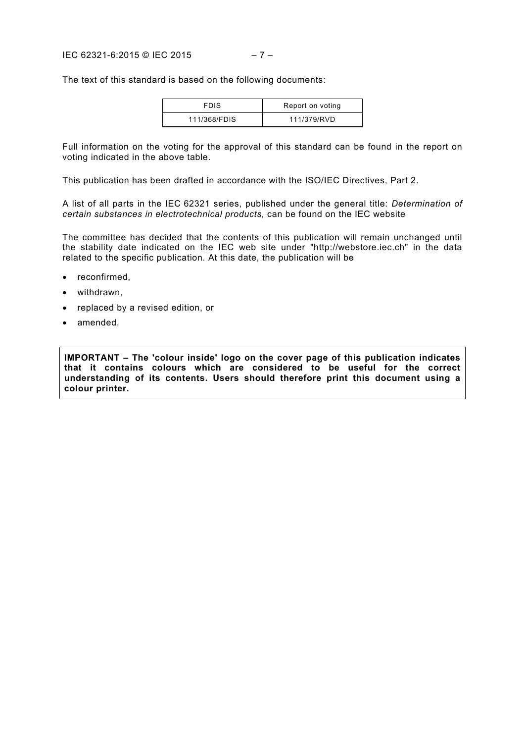The text of this standard is based on the following documents:

| FDIS | Report on voting |
| --- | --- |
| 111/368/FDIS | 111/379/RVD |

Full information on the voting for the approval of this standard can be found in the report on voting indicated in the above table.

This publication has been drafted in accordance with the ISO/IEC Directives, Part 2.

A list of all parts in the IEC 62321 series, published under the general title: *Determination of certain substances in electrotechnical products,* can be found on the IEC website

The committee has decided that the contents of this publication will remain unchanged until the stability date indicated on the IEC web site under "http://webstore.iec.ch" in the data related to the specific publication. At this date, the publication will be

- reconfirmed,
- withdrawn,
- replaced by a revised edition, or
- amended.

**IMPORTANT – The 'colour inside' logo on the cover page of this publication indicates that it contains colours which are considered to be useful for the correct understanding of its contents. Users should therefore print this document using a colour printer.**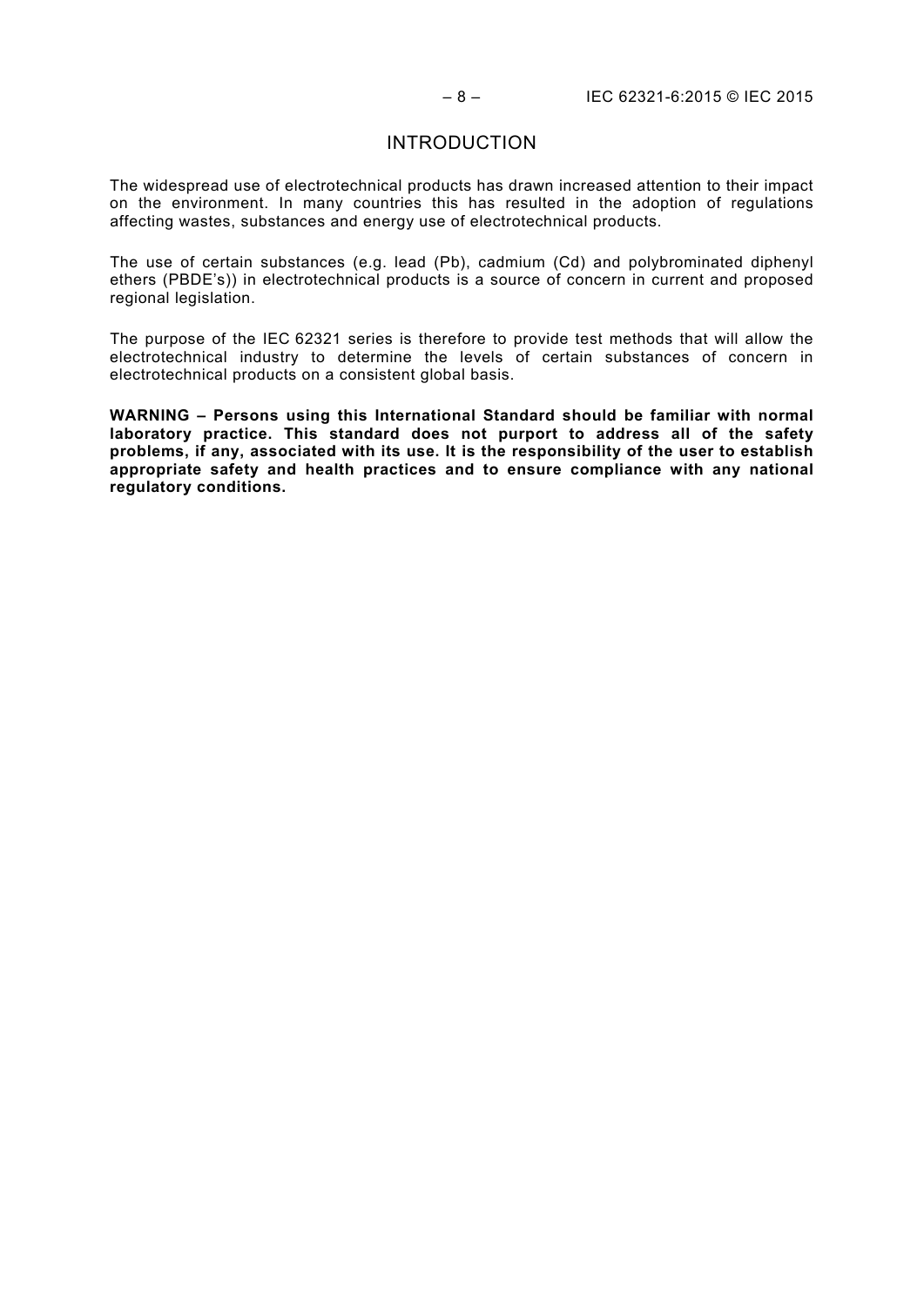# INTRODUCTION

The widespread use of electrotechnical products has drawn increased attention to their impact on the environment. In many countries this has resulted in the adoption of regulations affecting wastes, substances and energy use of electrotechnical products.

The use of certain substances (e.g. lead (Pb), cadmium (Cd) and polybrominated diphenyl ethers (PBDE's)) in electrotechnical products is a source of concern in current and proposed regional legislation.

The purpose of the IEC 62321 series is therefore to provide test methods that will allow the electrotechnical industry to determine the levels of certain substances of concern in electrotechnical products on a consistent global basis.

**WARNING – Persons using this International Standard should be familiar with normal laboratory practice. This standard does not purport to address all of the safety problems, if any, associated with its use. It is the responsibility of the user to establish appropriate safety and health practices and to ensure compliance with any national regulatory conditions.**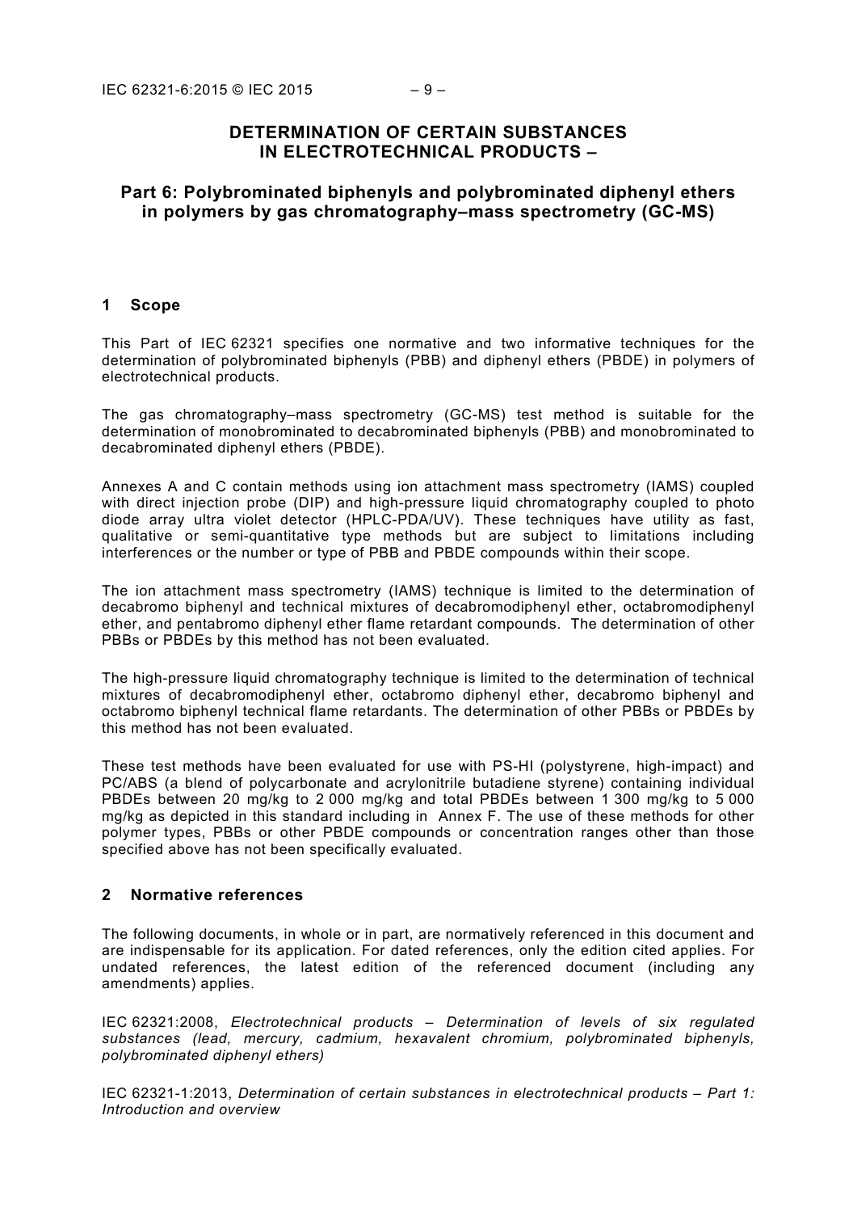# DETERMINATION OF CERTAIN SUBSTANCES IN ELECTROTECHNICAL PRODUCTS –

## Part 6: Polybrominated biphenyls and polybrominated diphenyl ethers in polymers by gas chromatography–mass spectrometry (GC-MS)

## 1 Scope

This Part of IEC 62321 specifies one normative and two informative techniques for the determination of polybrominated biphenyls (PBB) and diphenyl ethers (PBDE) in polymers of electrotechnical products.

The gas chromatography–mass spectrometry (GC-MS) test method is suitable for the determination of monobrominated to decabrominated biphenyls (PBB) and monobrominated to decabrominated diphenyl ethers (PBDE).

Annexes A and C contain methods using ion attachment mass spectrometry (IAMS) coupled with direct injection probe (DIP) and high-pressure liquid chromatography coupled to photo diode array ultra violet detector (HPLC-PDA/UV). These techniques have utility as fast, qualitative or semi-quantitative type methods but are subject to limitations including interferences or the number or type of PBB and PBDE compounds within their scope.

The ion attachment mass spectrometry (IAMS) technique is limited to the determination of decabromo biphenyl and technical mixtures of decabromodiphenyl ether, octabromodiphenyl ether, and pentabromo diphenyl ether flame retardant compounds. The determination of other PBBs or PBDEs by this method has not been evaluated.

The high-pressure liquid chromatography technique is limited to the determination of technical mixtures of decabromodiphenyl ether, octabromo diphenyl ether, decabromo biphenyl and octabromo biphenyl technical flame retardants. The determination of other PBBs or PBDEs by this method has not been evaluated.

These test methods have been evaluated for use with PS-HI (polystyrene, high-impact) and PC/ABS (a blend of polycarbonate and acrylonitrile butadiene styrene) containing individual PBDEs between 20 mg/kg to 2 000 mg/kg and total PBDEs between 1 300 mg/kg to 5 000 mg/kg as depicted in this standard including in Annex F. The use of these methods for other polymer types, PBBs or other PBDE compounds or concentration ranges other than those specified above has not been specifically evaluated.

## 2 Normative references

The following documents, in whole or in part, are normatively referenced in this document and are indispensable for its application. For dated references, only the edition cited applies. For undated references, the latest edition of the referenced document (including any amendments) applies.

IEC 62321:2008, *Electrotechnical products – Determination of levels of six regulated substances (lead, mercury, cadmium, hexavalent chromium, polybrominated biphenyls, polybrominated diphenyl ethers)*

IEC 62321-1:2013, *Determination of certain substances in electrotechnical products – Part 1: Introduction and overview*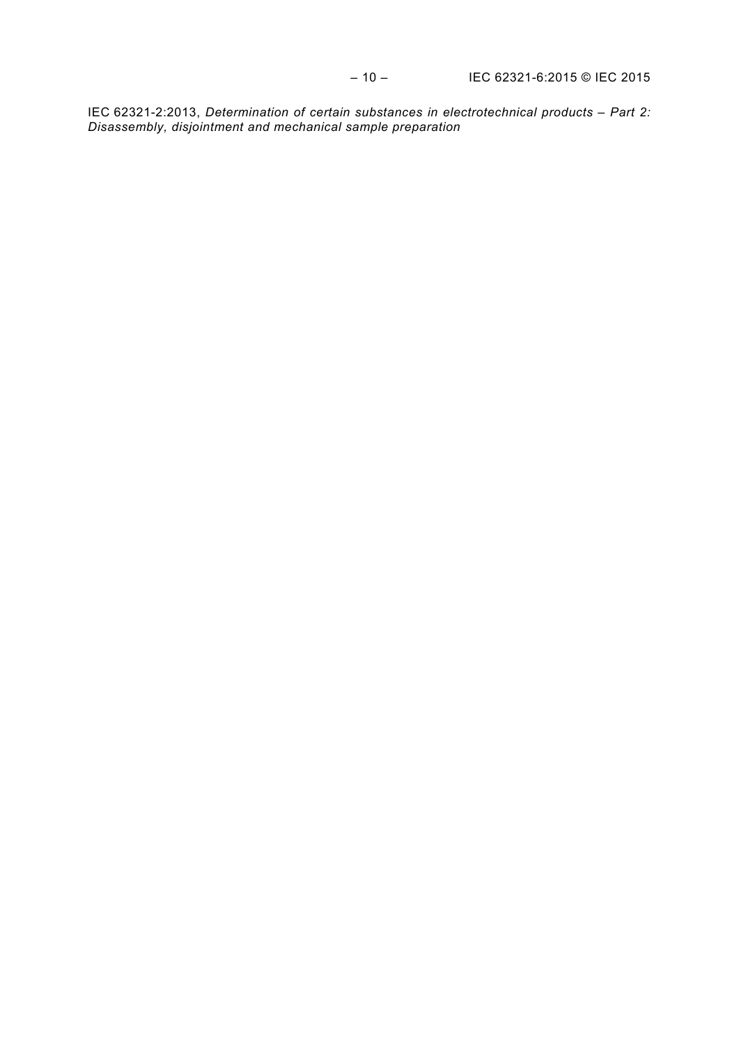IEC 62321-2:2013, *Determination of certain substances in electrotechnical products – Part 2: Disassembly, disjointment and mechanical sample preparation*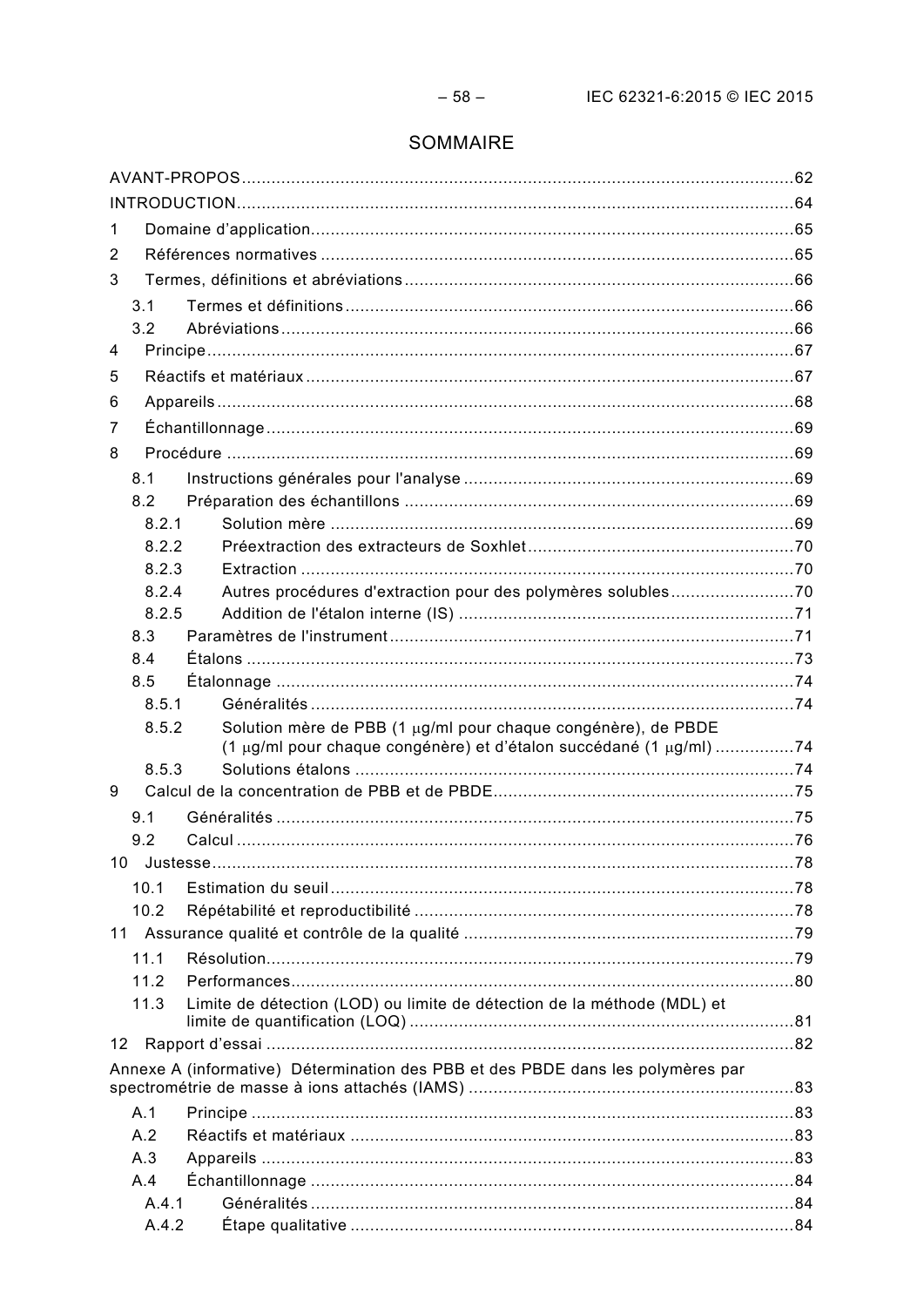# SOMMAIRE

AVANT-PROPOS ... 62

INTRODUCTION ... 64

1 Domaine d'application ... 65

2 Références normatives ... 65

3 Termes, définitions et abréviations ... 66

- 3.1 Termes et définitions ... 66
- 3.2 Abréviations ... 66

4 Principe ... 67

5 Réactifs et matériaux ... 67

6 Appareils ... 68

7 Échantillonnage ... 69

8 Procédure ... 69

- 8.1 Instructions générales pour l'analyse ... 69
- 8.2 Préparation des échantillons ... 69
  - 8.2.1 Solution mère ... 69
  - 8.2.2 Préextraction des extracteurs de Soxhlet ... 70
  - 8.2.3 Extraction ... 70
  - 8.2.4 Autres procédures d'extraction pour des polymères solubles ... 70
  - 8.2.5 Addition de l'étalon interne (IS) ... 71
- 8.3 Paramètres de l'instrument ... 71
- 8.4 Étalons ... 73
- 8.5 Étalonnage ... 74
  - 8.5.1 Généralités ... 74
  - 8.5.2 Solution mère de PBB (1 μg/ml pour chaque congénère), de PBDE (1 μg/ml pour chaque congénère) et d'étalon succédané (1 μg/ml) ... 74
  - 8.5.3 Solutions étalons ... 74

9 Calcul de la concentration de PBB et de PBDE ... 75

- 9.1 Généralités ... 75
- 9.2 Calcul ... 76

10 Justesse ... 78

- 10.1 Estimation du seuil ... 78
- 10.2 Répétabilité et reproductibilité ... 78

11 Assurance qualité et contrôle de la qualité ... 79

- 11.1 Résolution ... 79
- 11.2 Performances ... 80
- 11.3 Limite de détection (LOD) ou limite de détection de la méthode (MDL) et limite de quantification (LOQ) ... 81

12 Rapport d'essai ... 82

Annexe A (informative) Détermination des PBB et des PBDE dans les polymères par spectrométrie de masse à ions attachés (IAMS) ... 83

- A.1 Principe ... 83
- A.2 Réactifs et matériaux ... 83
- A.3 Appareils ... 83
- A.4 Échantillonnage ... 84
  - A.4.1 Généralités ... 84
  - A.4.2 Étape qualitative ... 84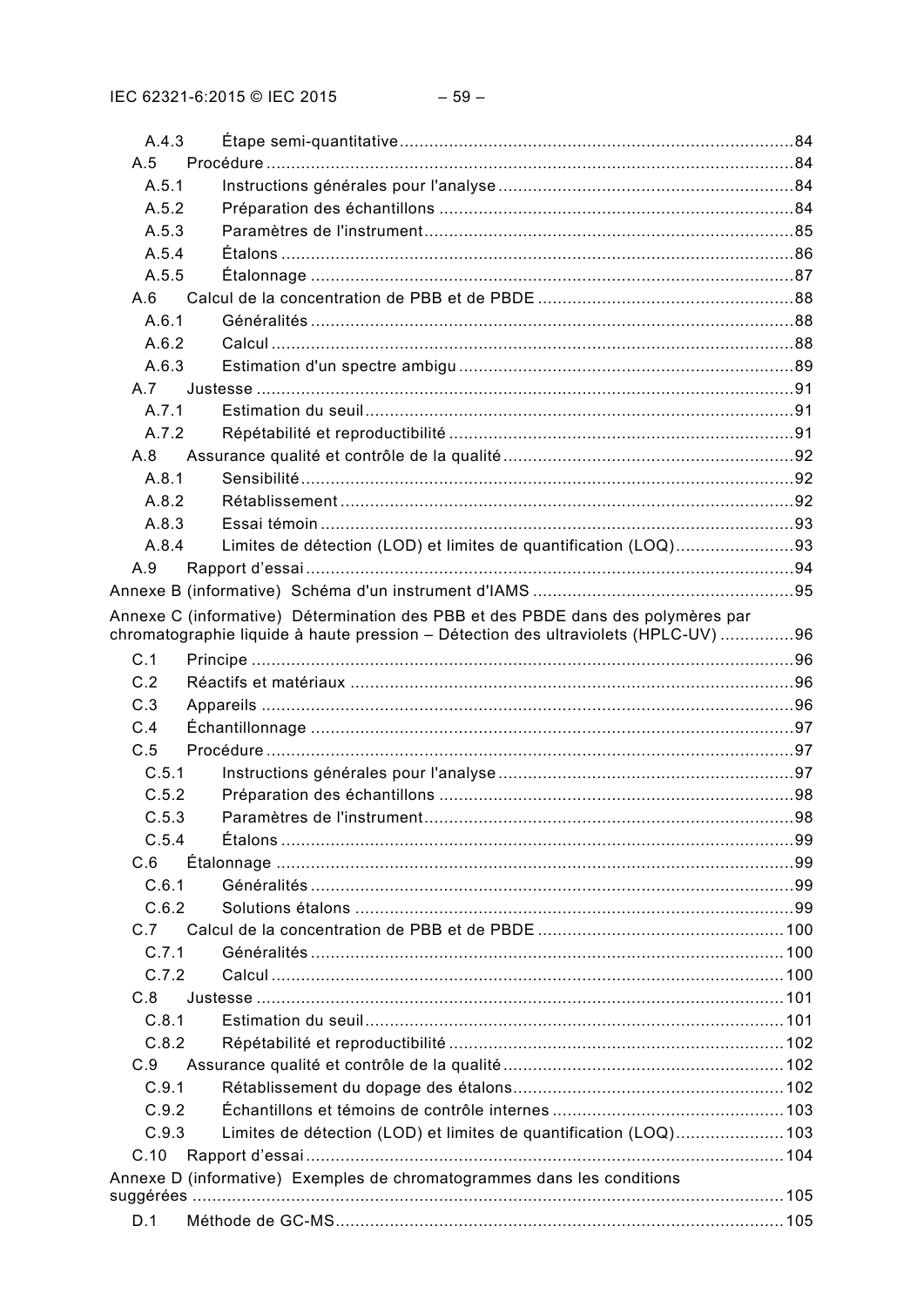A.4.3 Étape semi-quantitative ......84
A.5 Procédure ......84
A.5.1 Instructions générales pour l'analyse ......84
A.5.2 Préparation des échantillons ......84
A.5.3 Paramètres de l'instrument ......85
A.5.4 Étalons ......86
A.5.5 Étalonnage ......87
A.6 Calcul de la concentration de PBB et de PBDE ......88
A.6.1 Généralités ......88
A.6.2 Calcul ......88
A.6.3 Estimation d'un spectre ambigu ......89
A.7 Justesse ......91
A.7.1 Estimation du seuil ......91
A.7.2 Répétabilité et reproductibilité ......91
A.8 Assurance qualité et contrôle de la qualité ......92
A.8.1 Sensibilité ......92
A.8.2 Rétablissement ......92
A.8.3 Essai témoin ......93
A.8.4 Limites de détection (LOD) et limites de quantification (LOQ) ......93
A.9 Rapport d'essai ......94
Annexe B (informative) Schéma d'un instrument d'IAMS ......95
Annexe C (informative) Détermination des PBB et des PBDE dans des polymères par chromatographie liquide à haute pression – Détection des ultraviolets (HPLC-UV) ......96
C.1 Principe ......96
C.2 Réactifs et matériaux ......96
C.3 Appareils ......96
C.4 Échantillonnage ......97
C.5 Procédure ......97
C.5.1 Instructions générales pour l'analyse ......97
C.5.2 Préparation des échantillons ......98
C.5.3 Paramètres de l'instrument ......98
C.5.4 Étalons ......99
C.6 Étalonnage ......99
C.6.1 Généralités ......99
C.6.2 Solutions étalons ......99
C.7 Calcul de la concentration de PBB et de PBDE ......100
C.7.1 Généralités ......100
C.7.2 Calcul ......100
C.8 Justesse ......101
C.8.1 Estimation du seuil ......101
C.8.2 Répétabilité et reproductibilité ......102
C.9 Assurance qualité et contrôle de la qualité ......102
C.9.1 Rétablissement du dopage des étalons ......102
C.9.2 Échantillons et témoins de contrôle internes ......103
C.9.3 Limites de détection (LOD) et limites de quantification (LOQ) ......103
C.10 Rapport d'essai ......104
Annexe D (informative) Exemples de chromatogrammes dans les conditions suggérées ......105
D.1 Méthode de GC-MS ......105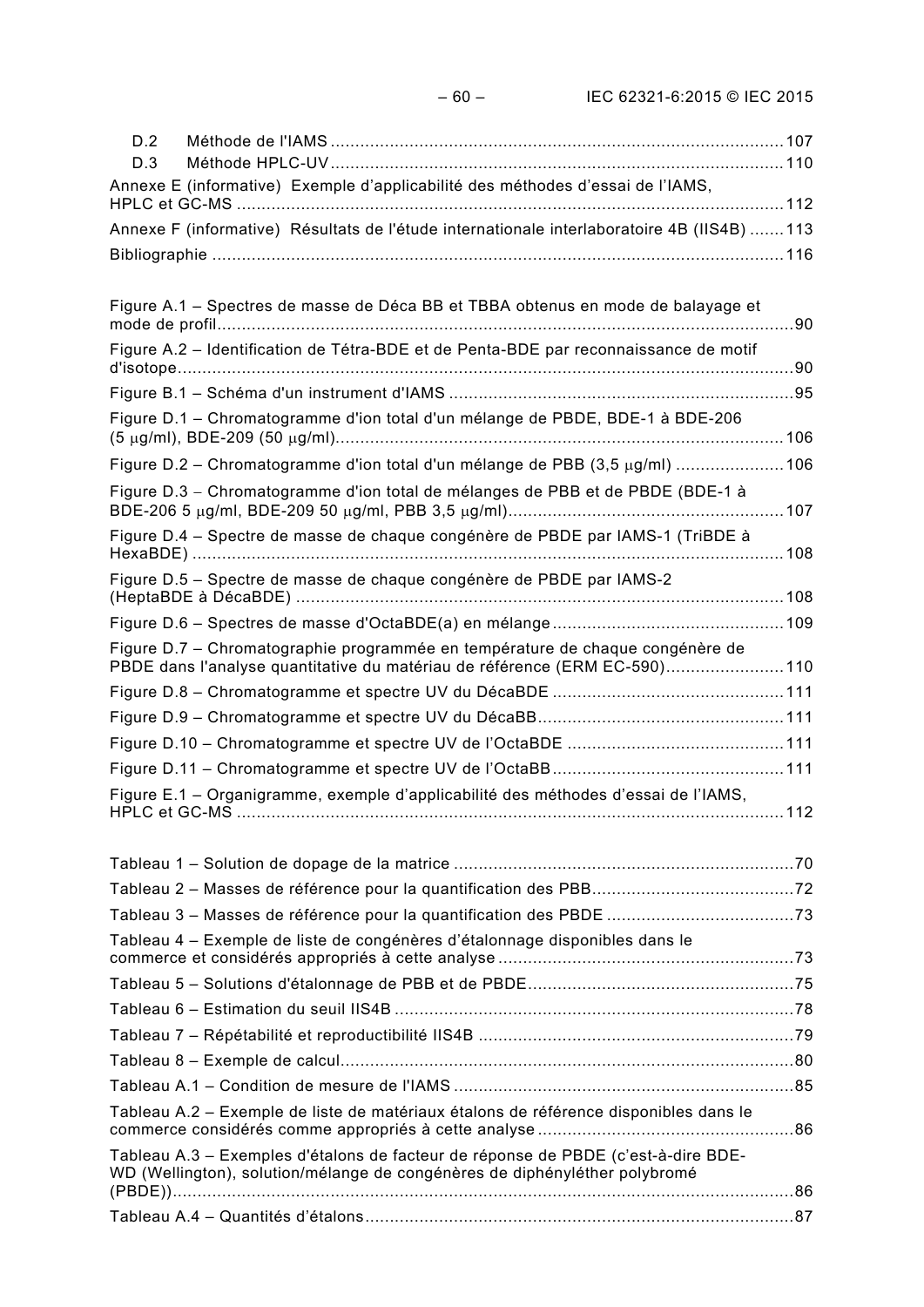D.2 Méthode de l'IAMS .......................................................................................... 107
D.3 Méthode HPLC-UV .......................................................................................... 110

Annexe E (informative) Exemple d'applicabilité des méthodes d'essai de l'IAMS, HPLC et GC-MS ........................................................................................................ 112

Annexe F (informative) Résultats de l'étude internationale interlaboratoire 4B (IIS4B) ....... 113

Bibliographie ........................................................................................................ 116

Figure A.1 – Spectres de masse de Déca BB et TBBA obtenus en mode de balayage et mode de profil ........................................................................................................ 90

Figure A.2 – Identification de Tétra-BDE et de Penta-BDE par reconnaissance de motif d'isotope ........................................................................................................ 90

Figure B.1 – Schéma d'un instrument d'IAMS ........................................................ 95

Figure D.1 – Chromatogramme d'ion total d'un mélange de PBDE, BDE-1 à BDE-206 (5 μg/ml), BDE-209 (50 μg/ml) ........................................................................................................ 106

Figure D.2 – Chromatogramme d'ion total d'un mélange de PBB (3,5 μg/ml) ...................... 106

Figure D.3 – Chromatogramme d'ion total de mélanges de PBB et de PBDE (BDE-1 à BDE-206 5 μg/ml, BDE-209 50 μg/ml, PBB 3,5 μg/ml) ........................................................ 107

Figure D.4 – Spectre de masse de chaque congénère de PBDE par IAMS-1 (TriBDE à HexaBDE) ........................................................................................................ 108

Figure D.5 – Spectre de masse de chaque congénère de PBDE par IAMS-2 (HeptaBDE à DécaBDE) ........................................................................................................ 108

Figure D.6 – Spectres de masse d'OctaBDE(a) en mélange ........................................ 109

Figure D.7 – Chromatographie programmée en température de chaque congénère de PBDE dans l'analyse quantitative du matériau de référence (ERM EC-590) ........................ 110

Figure D.8 – Chromatogramme et spectre UV du DécaBDE ........................................ 111

Figure D.9 – Chromatogramme et spectre UV du DécaBB ........................................ 111

Figure D.10 – Chromatogramme et spectre UV de l'OctaBDE ........................................ 111

Figure D.11 – Chromatogramme et spectre UV de l'OctaBB ........................................ 111

Figure E.1 – Organigramme, exemple d'applicabilité des méthodes d'essai de l'IAMS, HPLC et GC-MS ........................................................................................................ 112

Tableau 1 – Solution de dopage de la matrice ........................................................ 70

Tableau 2 – Masses de référence pour la quantification des PBB ................................ 72

Tableau 3 – Masses de référence pour la quantification des PBDE ................................ 73

Tableau 4 – Exemple de liste de congénères d'étalonnage disponibles dans le commerce et considérés appropriés à cette analyse ................................................ 73

Tableau 5 – Solutions d'étalonnage de PBB et de PBDE ................................................ 75

Tableau 6 – Estimation du seuil IIS4B ........................................................................ 78

Tableau 7 – Répétabilité et reproductibilité IIS4B ........................................................ 79

Tableau 8 – Exemple de calcul ........................................................................ 80

Tableau A.1 – Condition de mesure de l'IAMS ........................................................ 85

Tableau A.2 – Exemple de liste de matériaux étalons de référence disponibles dans le commerce considérés comme appropriés à cette analyse ................................................ 86

Tableau A.3 – Exemples d'étalons de facteur de réponse de PBDE (c'est-à-dire BDE-WD (Wellington), solution/mélange de congénères de diphényléther polybromé (PBDE)) ........................................................................................................ 86

Tableau A.4 – Quantités d'étalons ........................................................................ 87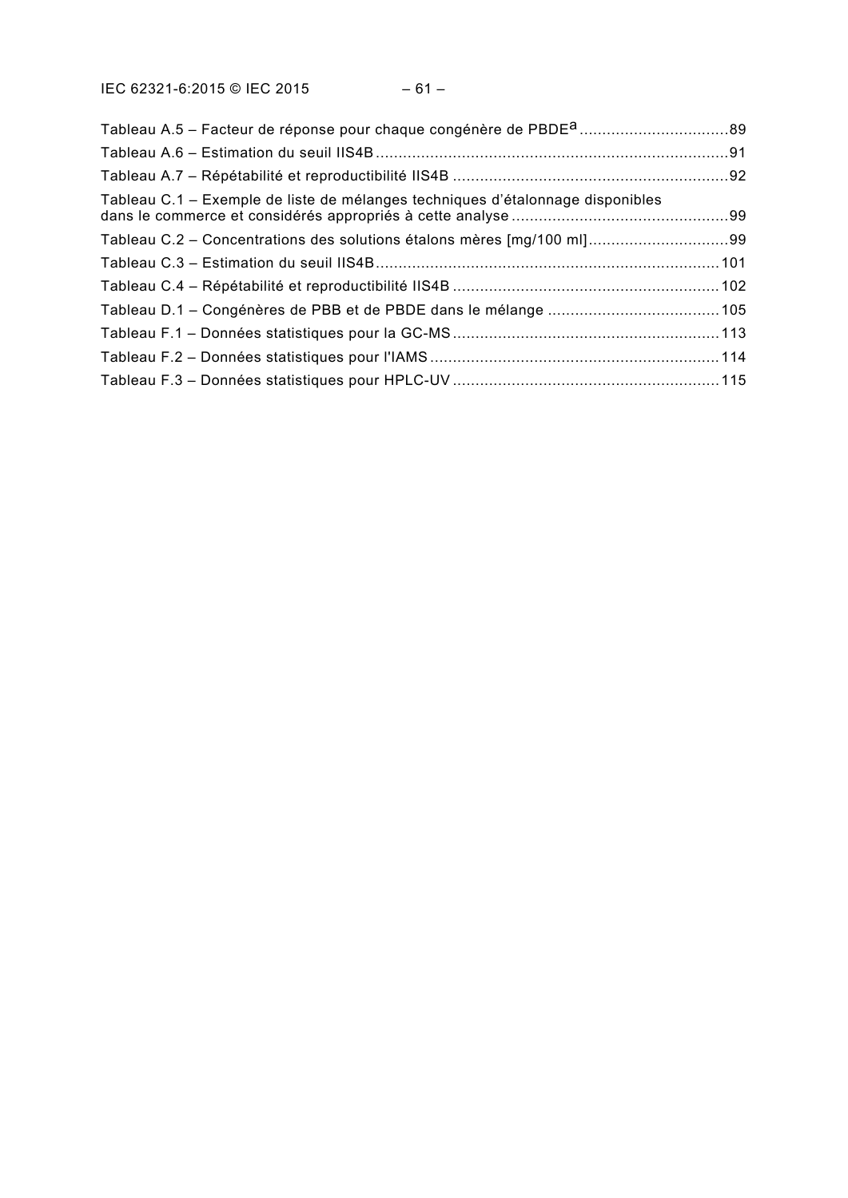Tableau A.5 – Facteur de réponse pour chaque congénère de PBDE[a] ................................ 89

Tableau A.6 – Estimation du seuil IIS4B ............................................................................ 91

Tableau A.7 – Répétabilité et reproductibilité IIS4B ........................................................... 92

Tableau C.1 – Exemple de liste de mélanges techniques d'étalonnage disponibles dans le commerce et considérés appropriés à cette analyse ............................................... 99

Tableau C.2 – Concentrations des solutions étalons mères [mg/100 ml] .............................. 99

Tableau C.3 – Estimation du seuil IIS4B .......................................................................... 101

Tableau C.4 – Répétabilité et reproductibilité IIS4B ......................................................... 102

Tableau D.1 – Congénères de PBB et de PBDE dans le mélange ..................................... 105

Tableau F.1 – Données statistiques pour la GC-MS ......................................................... 113

Tableau F.2 – Données statistiques pour l'IAMS ............................................................... 114

Tableau F.3 – Données statistiques pour HPLC-UV .......................................................... 115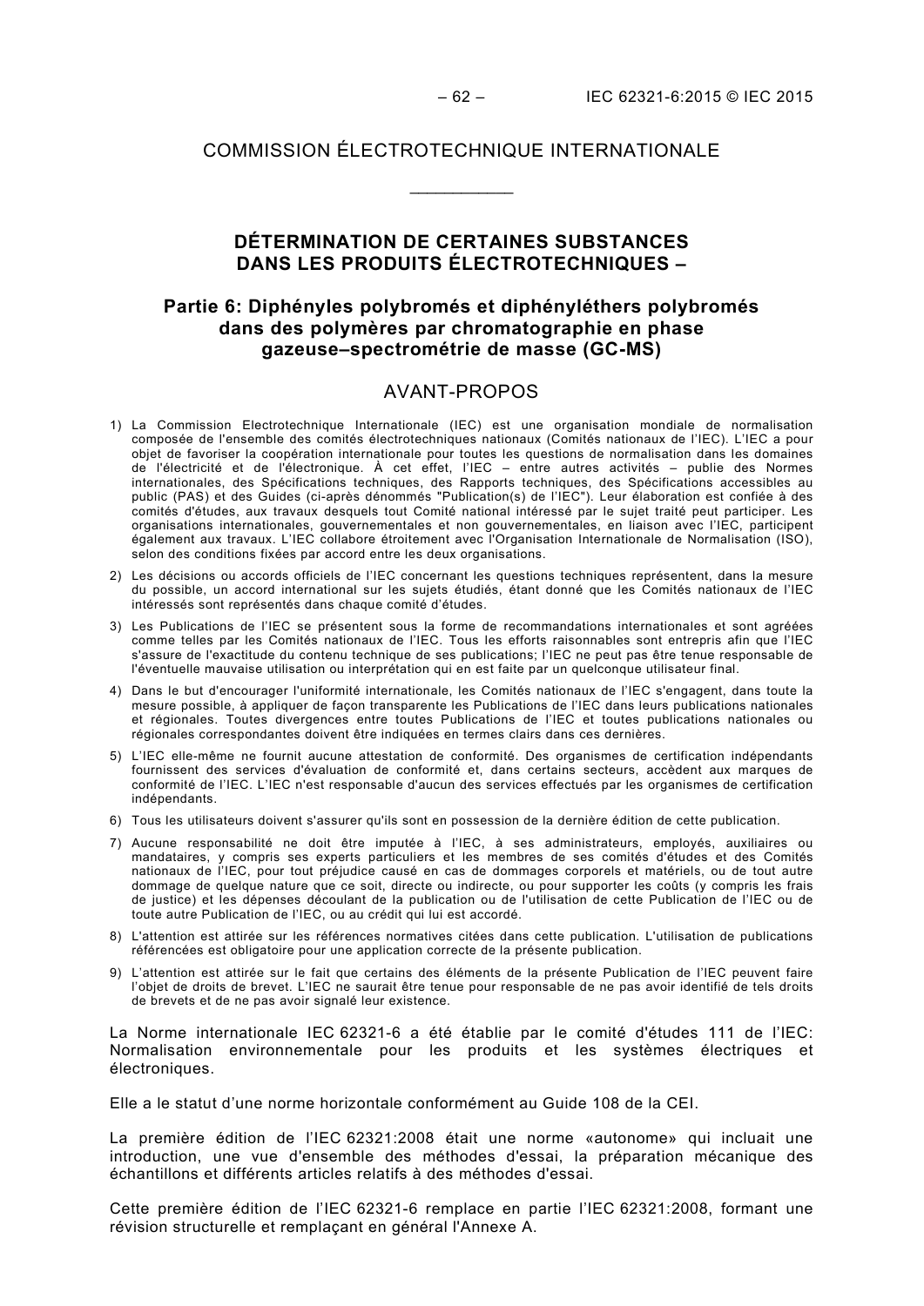COMMISSION ÉLECTROTECHNIQUE INTERNATIONALE

____________

# DÉTERMINATION DE CERTAINES SUBSTANCES DANS LES PRODUITS ÉLECTROTECHNIQUES –

## Partie 6: Diphényles polybromés et diphényléthers polybromés dans des polymères par chromatographie en phase gazeuse–spectrométrie de masse (GC-MS)

## AVANT-PROPOS

1) La Commission Electrotechnique Internationale (IEC) est une organisation mondiale de normalisation composée de l'ensemble des comités électrotechniques nationaux (Comités nationaux de l'IEC). L'IEC a pour objet de favoriser la coopération internationale pour toutes les questions de normalisation dans les domaines de l'électricité et de l'électronique. À cet effet, l'IEC – entre autres activités – publie des Normes internationales, des Spécifications techniques, des Rapports techniques, des Spécifications accessibles au public (PAS) et des Guides (ci-après dénommés "Publication(s) de l'IEC"). Leur élaboration est confiée à des comités d'études, aux travaux desquels tout Comité national intéressé par le sujet traité peut participer. Les organisations internationales, gouvernementales et non gouvernementales, en liaison avec l'IEC, participent également aux travaux. L'IEC collabore étroitement avec l'Organisation Internationale de Normalisation (ISO), selon des conditions fixées par accord entre les deux organisations.

2) Les décisions ou accords officiels de l'IEC concernant les questions techniques représentent, dans la mesure du possible, un accord international sur les sujets étudiés, étant donné que les Comités nationaux de l'IEC intéressés sont représentés dans chaque comité d'études.

3) Les Publications de l'IEC se présentent sous la forme de recommandations internationales et sont agréées comme telles par les Comités nationaux de l'IEC. Tous les efforts raisonnables sont entrepris afin que l'IEC s'assure de l'exactitude du contenu technique de ses publications; l'IEC ne peut pas être tenue responsable de l'éventuelle mauvaise utilisation ou interprétation qui en est faite par un quelconque utilisateur final.

4) Dans le but d'encourager l'uniformité internationale, les Comités nationaux de l'IEC s'engagent, dans toute la mesure possible, à appliquer de façon transparente les Publications de l'IEC dans leurs publications nationales et régionales. Toutes divergences entre toutes Publications de l'IEC et toutes publications nationales ou régionales correspondantes doivent être indiquées en termes clairs dans ces dernières.

5) L'IEC elle-même ne fournit aucune attestation de conformité. Des organismes de certification indépendants fournissent des services d'évaluation de conformité et, dans certains secteurs, accèdent aux marques de conformité de l'IEC. L'IEC n'est responsable d'aucun des services effectués par les organismes de certification indépendants.

6) Tous les utilisateurs doivent s'assurer qu'ils sont en possession de la dernière édition de cette publication.

7) Aucune responsabilité ne doit être imputée à l'IEC, à ses administrateurs, employés, auxiliaires ou mandataires, y compris ses experts particuliers et les membres de ses comités d'études et des Comités nationaux de l'IEC, pour tout préjudice causé en cas de dommages corporels et matériels, ou de tout autre dommage de quelque nature que ce soit, directe ou indirecte, ou pour supporter les coûts (y compris les frais de justice) et les dépenses découlant de la publication ou de l'utilisation de cette Publication de l'IEC ou de toute autre Publication de l'IEC, ou au crédit qui lui est accordé.

8) L'attention est attirée sur les références normatives citées dans cette publication. L'utilisation de publications référencées est obligatoire pour une application correcte de la présente publication.

9) L'attention est attirée sur le fait que certains des éléments de la présente Publication de l'IEC peuvent faire l'objet de droits de brevet. L'IEC ne saurait être tenue pour responsable de ne pas avoir identifié de tels droits de brevets et de ne pas avoir signalé leur existence.

La Norme internationale IEC 62321-6 a été établie par le comité d'études 111 de l'IEC: Normalisation environnementale pour les produits et les systèmes électriques et électroniques.

Elle a le statut d'une norme horizontale conformément au Guide 108 de la CEI.

La première édition de l'IEC 62321:2008 était une norme «autonome» qui incluait une introduction, une vue d'ensemble des méthodes d'essai, la préparation mécanique des échantillons et différents articles relatifs à des méthodes d'essai.

Cette première édition de l'IEC 62321-6 remplace en partie l'IEC 62321:2008, formant une révision structurelle et remplaçant en général l'Annexe A.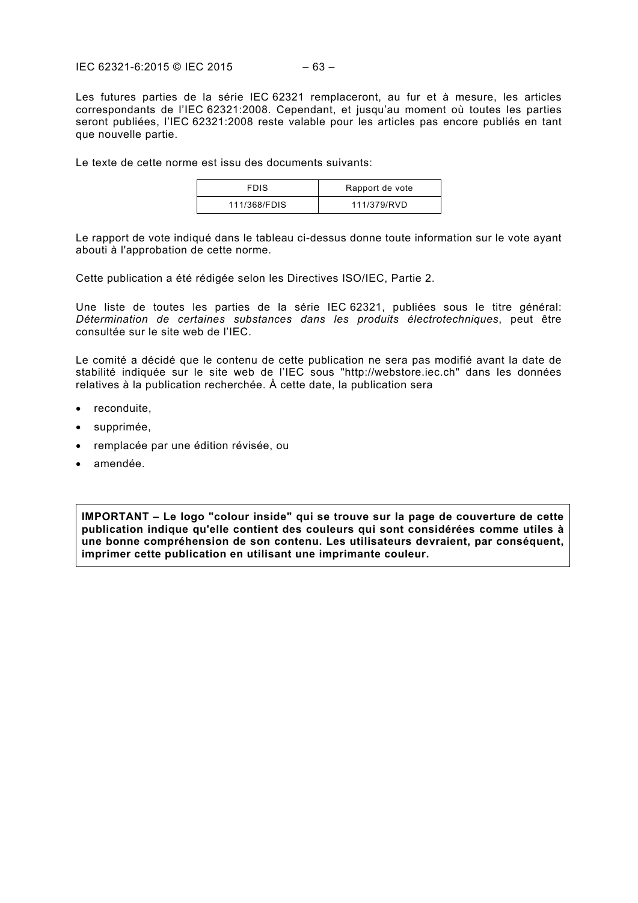Les futures parties de la série IEC 62321 remplaceront, au fur et à mesure, les articles correspondants de l'IEC 62321:2008. Cependant, et jusqu'au moment où toutes les parties seront publiées, l'IEC 62321:2008 reste valable pour les articles pas encore publiés en tant que nouvelle partie.

Le texte de cette norme est issu des documents suivants:

| FDIS | Rapport de vote |
| --- | --- |
| 111/368/FDIS | 111/379/RVD |

Le rapport de vote indiqué dans le tableau ci-dessus donne toute information sur le vote ayant abouti à l'approbation de cette norme.

Cette publication a été rédigée selon les Directives ISO/IEC, Partie 2.

Une liste de toutes les parties de la série IEC 62321, publiées sous le titre général: *Détermination de certaines substances dans les produits électrotechniques*, peut être consultée sur le site web de l'IEC.

Le comité a décidé que le contenu de cette publication ne sera pas modifié avant la date de stabilité indiquée sur le site web de l'IEC sous "http://webstore.iec.ch" dans les données relatives à la publication recherchée. À cette date, la publication sera

- reconduite,
- supprimée,
- remplacée par une édition révisée, ou
- amendée.

**IMPORTANT – Le logo "colour inside" qui se trouve sur la page de couverture de cette publication indique qu'elle contient des couleurs qui sont considérées comme utiles à une bonne compréhension de son contenu. Les utilisateurs devraient, par conséquent, imprimer cette publication en utilisant une imprimante couleur.**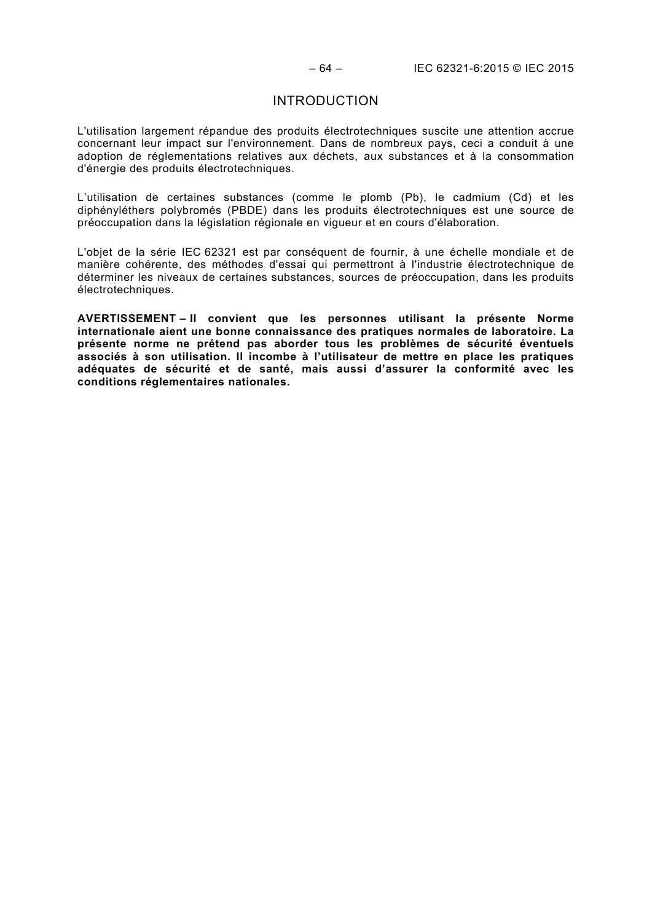# INTRODUCTION

L'utilisation largement répandue des produits électrotechniques suscite une attention accrue concernant leur impact sur l'environnement. Dans de nombreux pays, ceci a conduit à une adoption de réglementations relatives aux déchets, aux substances et à la consommation d'énergie des produits électrotechniques.

L'utilisation de certaines substances (comme le plomb (Pb), le cadmium (Cd) et les diphényléthers polybromés (PBDE) dans les produits électrotechniques est une source de préoccupation dans la législation régionale en vigueur et en cours d'élaboration.

L'objet de la série IEC 62321 est par conséquent de fournir, à une échelle mondiale et de manière cohérente, des méthodes d'essai qui permettront à l'industrie électrotechnique de déterminer les niveaux de certaines substances, sources de préoccupation, dans les produits électrotechniques.

**AVERTISSEMENT – Il convient que les personnes utilisant la présente Norme internationale aient une bonne connaissance des pratiques normales de laboratoire. La présente norme ne prétend pas aborder tous les problèmes de sécurité éventuels associés à son utilisation. Il incombe à l'utilisateur de mettre en place les pratiques adéquates de sécurité et de santé, mais aussi d'assurer la conformité avec les conditions réglementaires nationales.**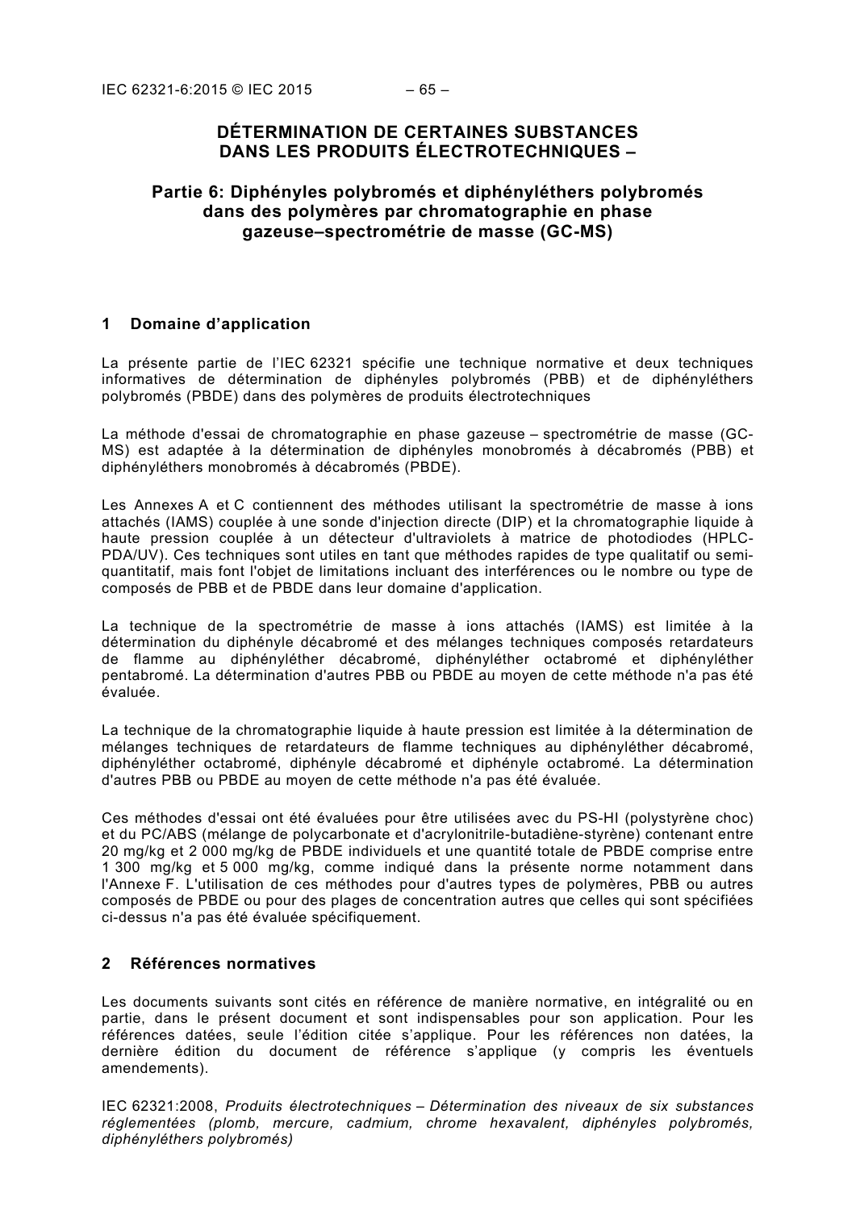# DÉTERMINATION DE CERTAINES SUBSTANCES DANS LES PRODUITS ÉLECTROTECHNIQUES –

# Partie 6: Diphényles polybromés et diphényléthers polybromés dans des polymères par chromatographie en phase gazeuse–spectrométrie de masse (GC-MS)

## 1 Domaine d'application

La présente partie de l'IEC 62321 spécifie une technique normative et deux techniques informatives de détermination de diphényles polybromés (PBB) et de diphényléthers polybromés (PBDE) dans des polymères de produits électrotechniques

La méthode d'essai de chromatographie en phase gazeuse – spectrométrie de masse (GC-MS) est adaptée à la détermination de diphényles monobromés à décabromés (PBB) et diphényléthers monobromés à décabromés (PBDE).

Les Annexes A et C contiennent des méthodes utilisant la spectrométrie de masse à ions attachés (IAMS) couplée à une sonde d'injection directe (DIP) et la chromatographie liquide à haute pression couplée à un détecteur d'ultraviolets à matrice de photodiodes (HPLC-PDA/UV). Ces techniques sont utiles en tant que méthodes rapides de type qualitatif ou semi-quantitatif, mais font l'objet de limitations incluant des interférences ou le nombre ou type de composés de PBB et de PBDE dans leur domaine d'application.

La technique de la spectrométrie de masse à ions attachés (IAMS) est limitée à la détermination du diphényle décabromé et des mélanges techniques composés retardateurs de flamme au diphényléther décabromé, diphényléther octabromé et diphényléther pentabromé. La détermination d'autres PBB ou PBDE au moyen de cette méthode n'a pas été évaluée.

La technique de la chromatographie liquide à haute pression est limitée à la détermination de mélanges techniques de retardateurs de flamme techniques au diphényléther décabromé, diphényléther octabromé, diphényle décabromé et diphényle octabromé. La détermination d'autres PBB ou PBDE au moyen de cette méthode n'a pas été évaluée.

Ces méthodes d'essai ont été évaluées pour être utilisées avec du PS-HI (polystyrène choc) et du PC/ABS (mélange de polycarbonate et d'acrylonitrile-butadiène-styrène) contenant entre 20 mg/kg et 2 000 mg/kg de PBDE individuels et une quantité totale de PBDE comprise entre 1 300 mg/kg et 5 000 mg/kg, comme indiqué dans la présente norme notamment dans l'Annexe F. L'utilisation de ces méthodes pour d'autres types de polymères, PBB ou autres composés de PBDE ou pour des plages de concentration autres que celles qui sont spécifiées ci-dessus n'a pas été évaluée spécifiquement.

## 2 Références normatives

Les documents suivants sont cités en référence de manière normative, en intégralité ou en partie, dans le présent document et sont indispensables pour son application. Pour les références datées, seule l'édition citée s'applique. Pour les références non datées, la dernière édition du document de référence s'applique (y compris les éventuels amendements).

IEC 62321:2008, *Produits électrotechniques – Détermination des niveaux de six substances réglementées (plomb, mercure, cadmium, chrome hexavalent, diphényles polybromés, diphényléthers polybromés)*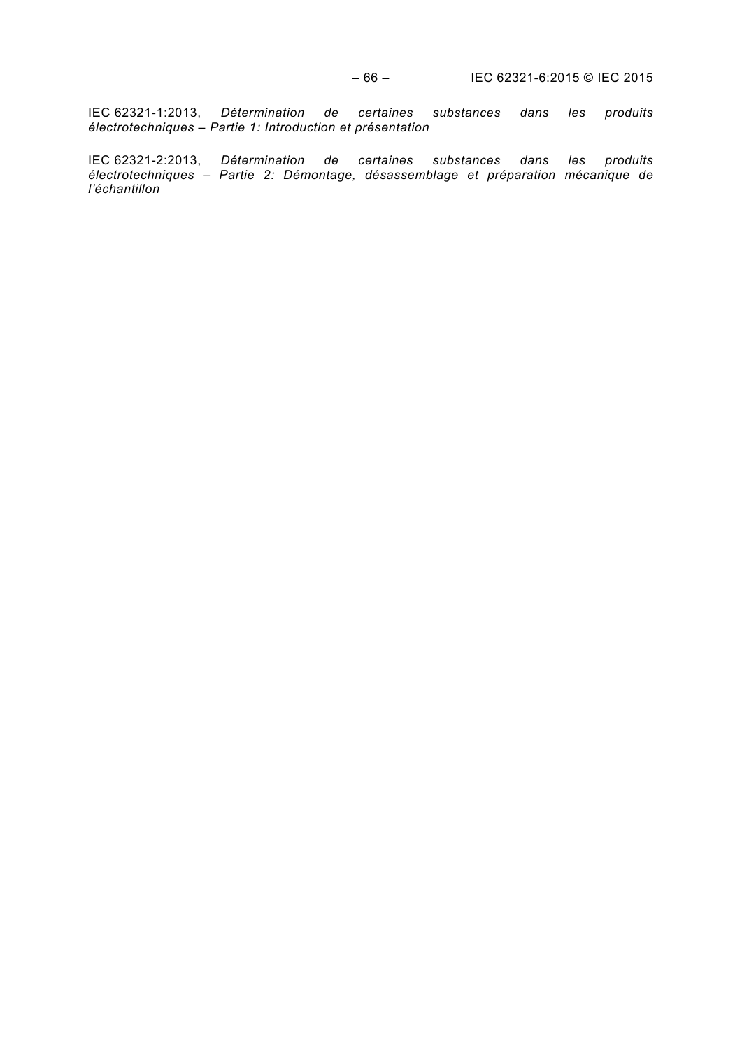IEC 62321-1:2013, *Détermination de certaines substances dans les produits électrotechniques – Partie 1: Introduction et présentation*

IEC 62321-2:2013, *Détermination de certaines substances dans les produits électrotechniques – Partie 2: Démontage, désassemblage et préparation mécanique de l'échantillon*